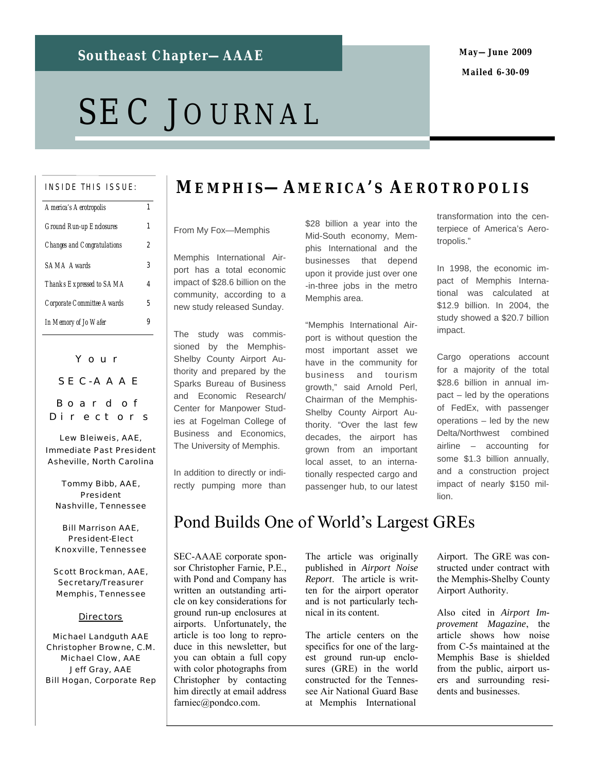# Southeast Chapter—AAAE

May—June 2009

Mailed 6-30-09

# SEC JOURNAL

**INSIDE THIS ISSUE:**

| | |
|---|---|
| America's Aerotropolis | 1 |
| Ground Run-up Enclosures | 1 |
| Changes and Congratulations | 2 |
| SAMA Awards | 3 |
| Thanks Expressed to SAMA | 4 |
| Corporate Committee Awards | 5 |
| In Memory of Jo Wafer | 9 |

## Your SEC-AAAE Board of Directors

Lew Bleiweis, AAE, Immediate Past President
Asheville, North Carolina

Tommy Bibb, AAE, President
Nashville, Tennessee

Bill Marrison AAE, President-Elect
Knoxville, Tennessee

Scott Brockman, AAE, Secretary/Treasurer
Memphis, Tennessee

**Directors**

Michael Landguth AAE
Christopher Browne, C.M.
Michael Clow, AAE
Jeff Gray, AAE
Bill Hogan, Corporate Rep

## MEMPHIS—AMERICA'S AEROTROPOLIS

From My Fox—Memphis

Memphis International Airport has a total economic impact of $28.6 billion on the community, according to a new study released Sunday.

The study was commissioned by the Memphis-Shelby County Airport Authority and prepared by the Sparks Bureau of Business and Economic Research/ Center for Manpower Studies at Fogelman College of Business and Economics, The University of Memphis.

In addition to directly or indirectly pumping more than $28 billion a year into the Mid-South economy, Memphis International and the businesses that depend upon it provide just over one-in-three jobs in the metro Memphis area.

"Memphis International Airport is without question the most important asset we have in the community for business and tourism growth," said Arnold Perl, Chairman of the Memphis-Shelby County Airport Authority. "Over the last few decades, the airport has grown from an important local asset, to an internationally respected cargo and passenger hub, to our latest transformation into the centerpiece of America's Aerotropolis."

In 1998, the economic impact of Memphis International was calculated at $12.9 billion. In 2004, the study showed a $20.7 billion impact.

Cargo operations account for a majority of the total $28.6 billion in annual impact – led by the operations of FedEx, with passenger operations – led by the new Delta/Northwest combined airline – accounting for some $1.3 billion annually, and a construction project impact of nearly $150 million.

## Pond Builds One of World's Largest GREs

SEC-AAAE corporate sponsor Christopher Farnie, P.E., with Pond and Company has written an outstanding article on key considerations for ground run-up enclosures at airports. Unfortunately, the article is too long to reproduce in this newsletter, but you can obtain a full copy with color photographs from Christopher by contacting him directly at email address farniec@pondco.com.

The article was originally published in *Airport Noise Report*. The article is written for the airport operator and is not particularly technical in its content.

The article centers on the specifics for one of the largest ground run-up enclosures (GRE) in the world constructed for the Tennessee Air National Guard Base at Memphis International Airport. The GRE was constructed under contract with the Memphis-Shelby County Airport Authority.

Also cited in *Airport Improvement Magazine*, the article shows how noise from C-5s maintained at the Memphis Base is shielded from the public, airport users and surrounding residents and businesses.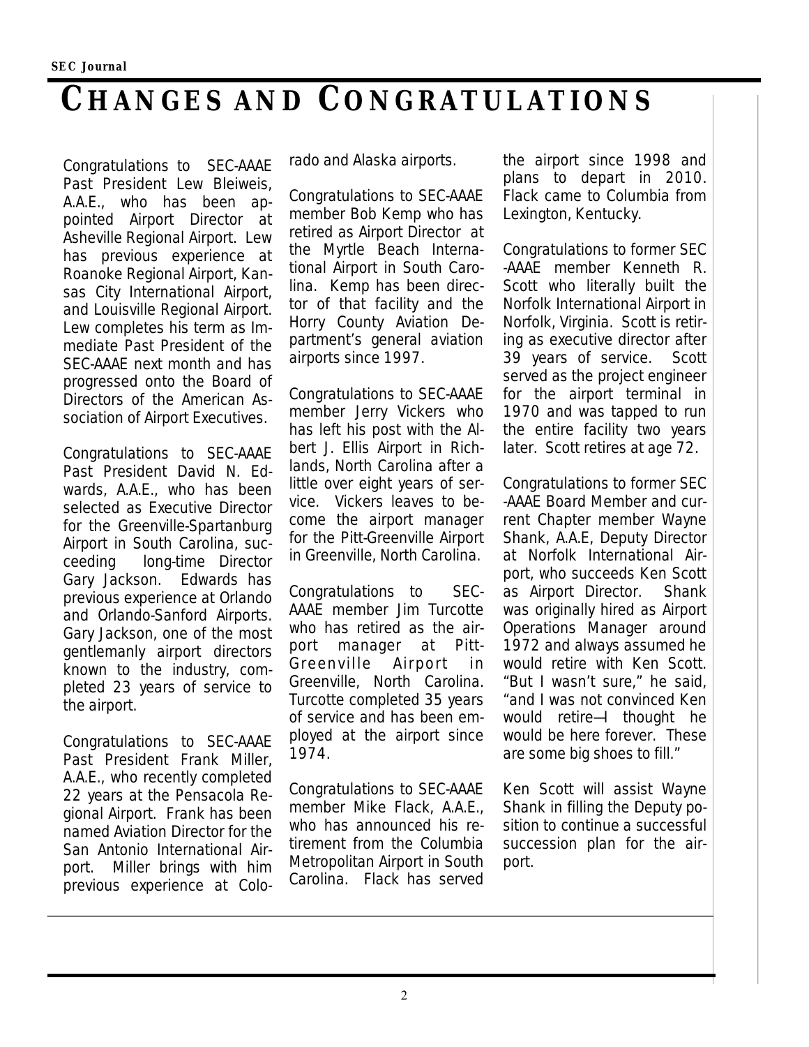# CHANGES AND CONGRATULATIONS

Congratulations to SEC-AAAE Past President Lew Bleiweis, A.A.E., who has been appointed Airport Director at Asheville Regional Airport. Lew has previous experience at Roanoke Regional Airport, Kansas City International Airport, and Louisville Regional Airport. Lew completes his term as Immediate Past President of the SEC-AAAE next month and has progressed onto the Board of Directors of the American Association of Airport Executives.

Congratulations to SEC-AAAE Past President David N. Edwards, A.A.E., who has been selected as Executive Director for the Greenville-Spartanburg Airport in South Carolina, succeeding long-time Director Gary Jackson. Edwards has previous experience at Orlando and Orlando-Sanford Airports. Gary Jackson, one of the most gentlemanly airport directors known to the industry, completed 23 years of service to the airport.

Congratulations to SEC-AAAE Past President Frank Miller, A.A.E., who recently completed 22 years at the Pensacola Regional Airport. Frank has been named Aviation Director for the San Antonio International Airport. Miller brings with him previous experience at Colorado and Alaska airports.

Congratulations to SEC-AAAE member Bob Kemp who has retired as Airport Director at the Myrtle Beach International Airport in South Carolina. Kemp has been director of that facility and the Horry County Aviation Department's general aviation airports since 1997.

Congratulations to SEC-AAAE member Jerry Vickers who has left his post with the Albert J. Ellis Airport in Richlands, North Carolina after a little over eight years of service. Vickers leaves to become the airport manager for the Pitt-Greenville Airport in Greenville, North Carolina.

Congratulations to SEC-AAAE member Jim Turcotte who has retired as the airport manager at Pitt-Greenville Airport in Greenville, North Carolina. Turcotte completed 35 years of service and has been employed at the airport since 1974.

Congratulations to SEC-AAAE member Mike Flack, A.A.E., who has announced his retirement from the Columbia Metropolitan Airport in South Carolina. Flack has served the airport since 1998 and plans to depart in 2010. Flack came to Columbia from Lexington, Kentucky.

Congratulations to former SEC-AAAE member Kenneth R. Scott who literally built the Norfolk International Airport in Norfolk, Virginia. Scott is retiring as executive director after 39 years of service. Scott served as the project engineer for the airport terminal in 1970 and was tapped to run the entire facility two years later. Scott retires at age 72.

Congratulations to former SEC-AAAE Board Member and current Chapter member Wayne Shank, A.A.E, Deputy Director at Norfolk International Airport, who succeeds Ken Scott as Airport Director. Shank was originally hired as Airport Operations Manager around 1972 and always assumed he would retire with Ken Scott. "But I wasn't sure," he said, "and I was not convinced Ken would retire—I thought he would be here forever. These are some big shoes to fill."

Ken Scott will assist Wayne Shank in filling the Deputy position to continue a successful succession plan for the airport.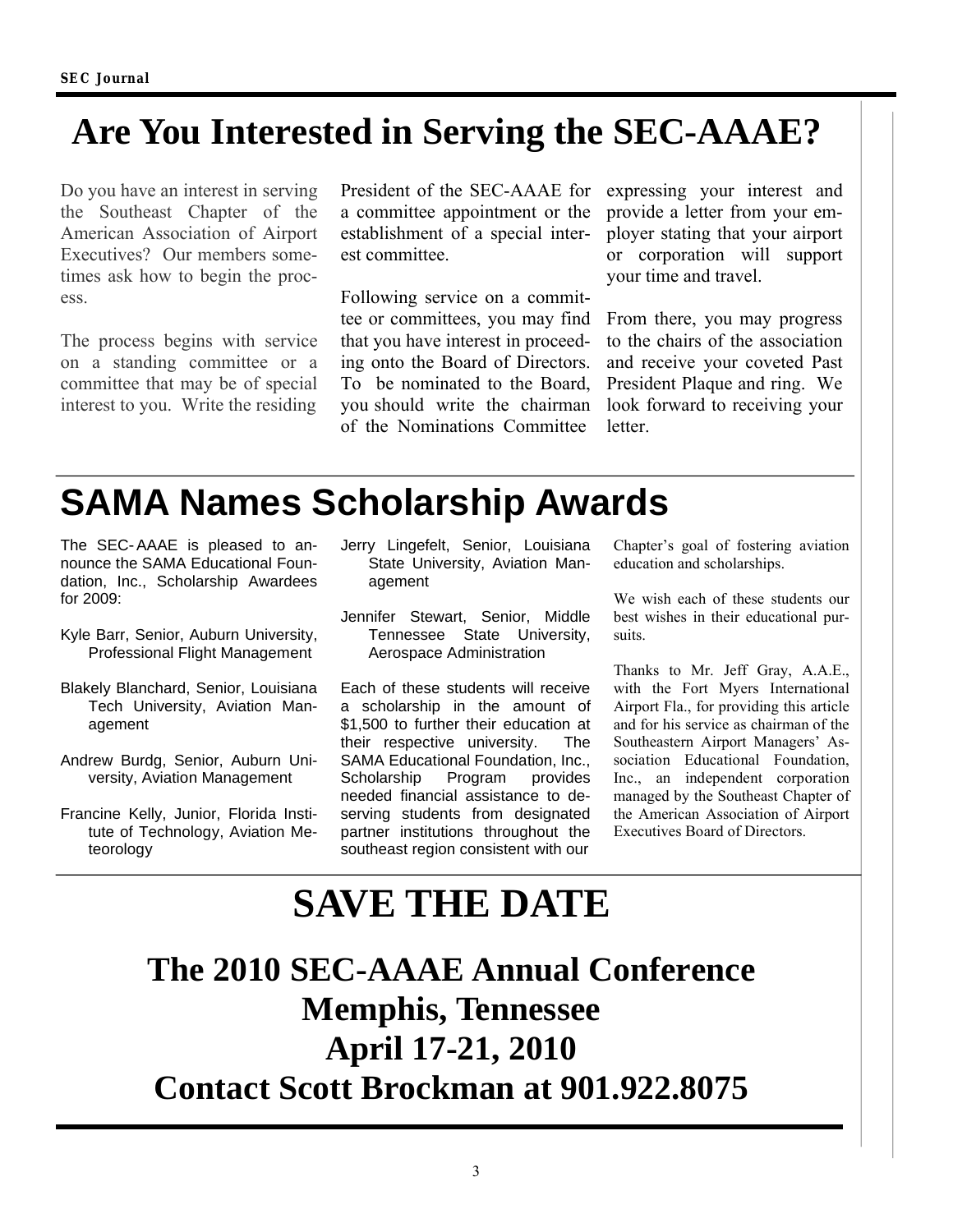# Are You Interested in Serving the SEC-AAAE?

Do you have an interest in serving the Southeast Chapter of the American Association of Airport Executives? Our members sometimes ask how to begin the process.

The process begins with service on a standing committee or a committee that may be of special interest to you. Write the residing President of the SEC-AAAE for a committee appointment or the establishment of a special interest committee.

Following service on a committee or committees, you may find that you have interest in proceeding onto the Board of Directors. To be nominated to the Board, you should write the chairman of the Nominations Committee expressing your interest and provide a letter from your employer stating that your airport or corporation will support your time and travel.

From there, you may progress to the chairs of the association and receive your coveted Past President Plaque and ring. We look forward to receiving your letter.

# SAMA Names Scholarship Awards

The SEC-AAAE is pleased to announce the SAMA Educational Foundation, Inc., Scholarship Awardees for 2009:

- Kyle Barr, Senior, Auburn University, Professional Flight Management
- Blakely Blanchard, Senior, Louisiana Tech University, Aviation Management
- Andrew Burdg, Senior, Auburn University, Aviation Management
- Francine Kelly, Junior, Florida Institute of Technology, Aviation Meteorology
- Jerry Lingefelt, Senior, Louisiana State University, Aviation Management
- Jennifer Stewart, Senior, Middle Tennessee State University, Aerospace Administration

Each of these students will receive a scholarship in the amount of $1,500 to further their education at their respective university. The SAMA Educational Foundation, Inc., Scholarship Program provides needed financial assistance to deserving students from designated partner institutions throughout the southeast region consistent with our Chapter's goal of fostering aviation education and scholarships.

We wish each of these students our best wishes in their educational pursuits.

Thanks to Mr. Jeff Gray, A.A.E., with the Fort Myers International Airport Fla., for providing this article and for his service as chairman of the Southeastern Airport Managers' Association Educational Foundation, Inc., an independent corporation managed by the Southeast Chapter of the American Association of Airport Executives Board of Directors.

# SAVE THE DATE

## The 2010 SEC-AAAE Annual Conference
## Memphis, Tennessee
## April 17-21, 2010
## Contact Scott Brockman at 901.922.8075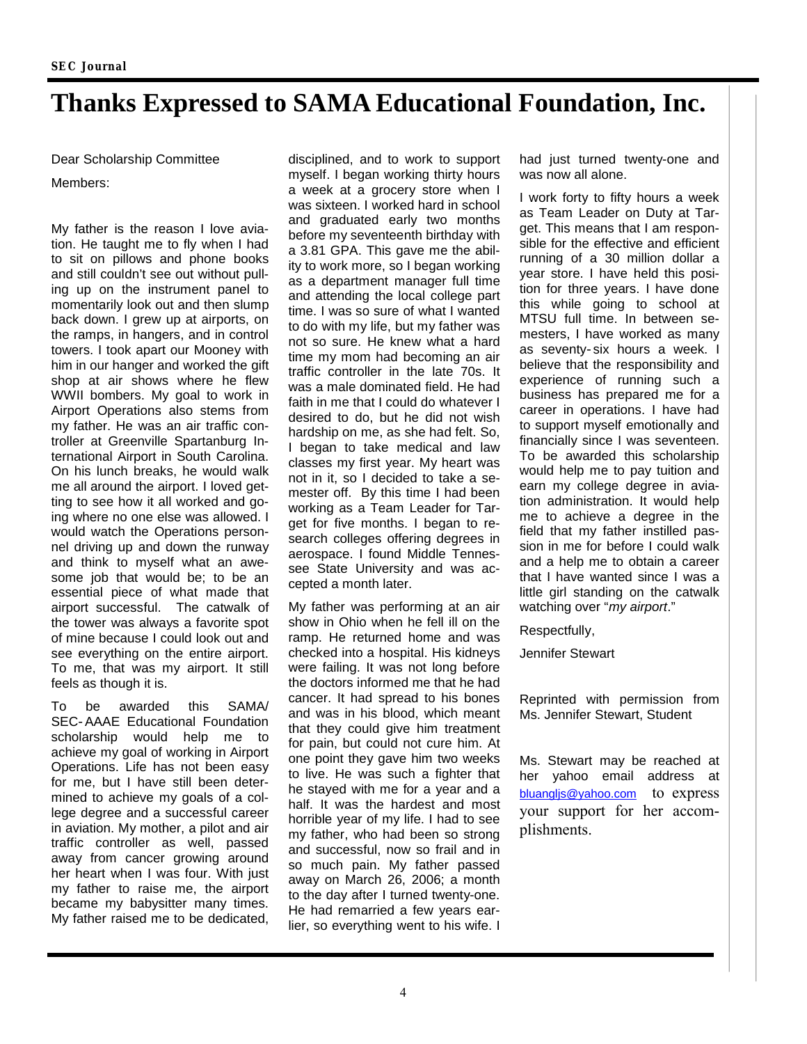# Thanks Expressed to SAMA Educational Foundation, Inc.

Dear Scholarship Committee

Members:

My father is the reason I love aviation. He taught me to fly when I had to sit on pillows and phone books and still couldn't see out without pulling up on the instrument panel to momentarily look out and then slump back down. I grew up at airports, on the ramps, in hangers, and in control towers. I took apart our Mooney with him in our hanger and worked the gift shop at air shows where he flew WWII bombers. My goal to work in Airport Operations also stems from my father. He was an air traffic controller at Greenville Spartanburg International Airport in South Carolina. On his lunch breaks, he would walk me all around the airport. I loved getting to see how it all worked and going where no one else was allowed. I would watch the Operations personnel driving up and down the runway and think to myself what an awesome job that would be; to be an essential piece of what made that airport successful. The catwalk of the tower was always a favorite spot of mine because I could look out and see everything on the entire airport. To me, that was my airport. It still feels as though it is.

To be awarded this SAMA/ SEC-AAAE Educational Foundation scholarship would help me to achieve my goal of working in Airport Operations. Life has not been easy for me, but I have still been determined to achieve my goals of a college degree and a successful career in aviation. My mother, a pilot and air traffic controller as well, passed away from cancer growing around her heart when I was four. With just my father to raise me, the airport became my babysitter many times. My father raised me to be dedicated, disciplined, and to work to support myself. I began working thirty hours a week at a grocery store when I was sixteen. I worked hard in school and graduated early two months before my seventeenth birthday with a 3.81 GPA. This gave me the ability to work more, so I began working as a department manager full time and attending the local college part time. I was so sure of what I wanted to do with my life, but my father was not so sure. He knew what a hard time my mom had becoming an air traffic controller in the late 70s. It was a male dominated field. He had faith in me that I could do whatever I desired to do, but he did not wish hardship on me, as she had felt. So, I began to take medical and law classes my first year. My heart was not in it, so I decided to take a semester off. By this time I had been working as a Team Leader for Target for five months. I began to research colleges offering degrees in aerospace. I found Middle Tennessee State University and was accepted a month later.

My father was performing at an air show in Ohio when he fell ill on the ramp. He returned home and was checked into a hospital. His kidneys were failing. It was not long before the doctors informed me that he had cancer. It had spread to his bones and was in his blood, which meant that they could give him treatment for pain, but could not cure him. At one point they gave him two weeks to live. He was such a fighter that he stayed with me for a year and a half. It was the hardest and most horrible year of my life. I had to see my father, who had been so strong and successful, now so frail and in so much pain. My father passed away on March 26, 2006; a month to the day after I turned twenty-one. He had remarried a few years earlier, so everything went to his wife. I had just turned twenty-one and was now all alone.

I work forty to fifty hours a week as Team Leader on Duty at Target. This means that I am responsible for the effective and efficient running of a 30 million dollar a year store. I have held this position for three years. I have done this while going to school at MTSU full time. In between semesters, I have worked as many as seventy-six hours a week. I believe that the responsibility and experience of running such a business has prepared me for a career in operations. I have had to support myself emotionally and financially since I was seventeen. To be awarded this scholarship would help me to pay tuition and earn my college degree in aviation administration. It would help me to achieve a degree in the field that my father instilled passion in me for before I could walk and a help me to obtain a career that I have wanted since I was a little girl standing on the catwalk watching over "*my airport*."

Respectfully,

Jennifer Stewart

Reprinted with permission from Ms. Jennifer Stewart, Student

Ms. Stewart may be reached at her yahoo email address at bluangljs@yahoo.com to express your support for her accomplishments.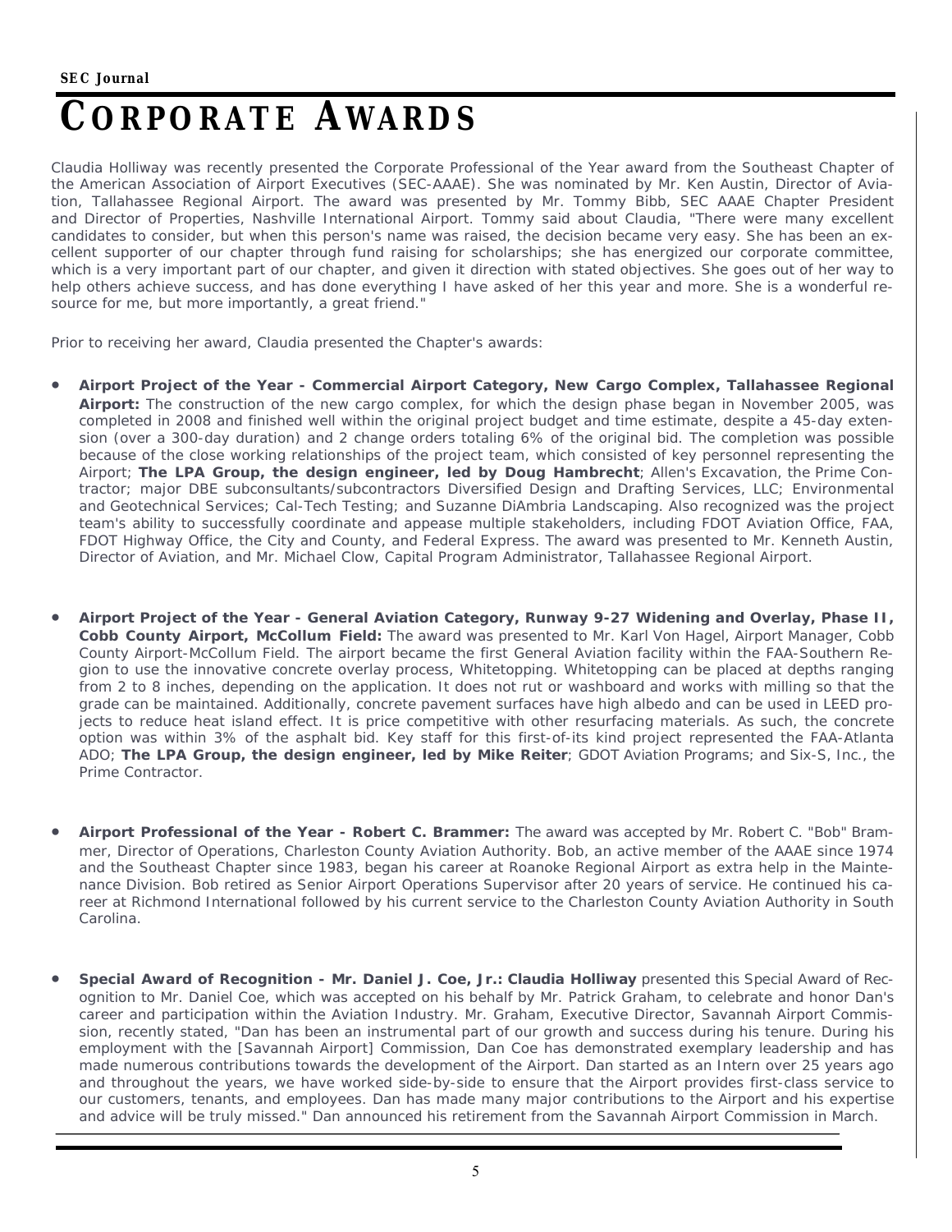# CORPORATE AWARDS

Claudia Holliway was recently presented the Corporate Professional of the Year award from the Southeast Chapter of the American Association of Airport Executives (SEC-AAAE). She was nominated by Mr. Ken Austin, Director of Aviation, Tallahassee Regional Airport. The award was presented by Mr. Tommy Bibb, SEC AAAE Chapter President and Director of Properties, Nashville International Airport. Tommy said about Claudia, "There were many excellent candidates to consider, but when this person's name was raised, the decision became very easy. She has been an excellent supporter of our chapter through fund raising for scholarships; she has energized our corporate committee, which is a very important part of our chapter, and given it direction with stated objectives. She goes out of her way to help others achieve success, and has done everything I have asked of her this year and more. She is a wonderful resource for me, but more importantly, a great friend."

Prior to receiving her award, Claudia presented the Chapter's awards:

- **Airport Project of the Year - Commercial Airport Category, New Cargo Complex, Tallahassee Regional Airport:** The construction of the new cargo complex, for which the design phase began in November 2005, was completed in 2008 and finished well within the original project budget and time estimate, despite a 45-day extension (over a 300-day duration) and 2 change orders totaling 6% of the original bid. The completion was possible because of the close working relationships of the project team, which consisted of key personnel representing the Airport; **The LPA Group, the design engineer, led by Doug Hambrecht**; Allen's Excavation, the Prime Contractor; major DBE subconsultants/subcontractors Diversified Design and Drafting Services, LLC; Environmental and Geotechnical Services; Cal-Tech Testing; and Suzanne DiAmbria Landscaping. Also recognized was the project team's ability to successfully coordinate and appease multiple stakeholders, including FDOT Aviation Office, FAA, FDOT Highway Office, the City and County, and Federal Express. The award was presented to Mr. Kenneth Austin, Director of Aviation, and Mr. Michael Clow, Capital Program Administrator, Tallahassee Regional Airport.

- **Airport Project of the Year - General Aviation Category, Runway 9-27 Widening and Overlay, Phase II, Cobb County Airport, McCollum Field:** The award was presented to Mr. Karl Von Hagel, Airport Manager, Cobb County Airport-McCollum Field. The airport became the first General Aviation facility within the FAA-Southern Region to use the innovative concrete overlay process, Whitetopping. Whitetopping can be placed at depths ranging from 2 to 8 inches, depending on the application. It does not rut or washboard and works with milling so that the grade can be maintained. Additionally, concrete pavement surfaces have high albedo and can be used in LEED projects to reduce heat island effect. It is price competitive with other resurfacing materials. As such, the concrete option was within 3% of the asphalt bid. Key staff for this first-of-its kind project represented the FAA-Atlanta ADO; **The LPA Group, the design engineer, led by Mike Reiter**; GDOT Aviation Programs; and Six-S, Inc., the Prime Contractor.

- **Airport Professional of the Year - Robert C. Brammer:** The award was accepted by Mr. Robert C. "Bob" Brammer, Director of Operations, Charleston County Aviation Authority. Bob, an active member of the AAAE since 1974 and the Southeast Chapter since 1983, began his career at Roanoke Regional Airport as extra help in the Maintenance Division. Bob retired as Senior Airport Operations Supervisor after 20 years of service. He continued his career at Richmond International followed by his current service to the Charleston County Aviation Authority in South Carolina.

- **Special Award of Recognition - Mr. Daniel J. Coe, Jr.: Claudia Holliway** presented this Special Award of Recognition to Mr. Daniel Coe, which was accepted on his behalf by Mr. Patrick Graham, to celebrate and honor Dan's career and participation within the Aviation Industry. Mr. Graham, Executive Director, Savannah Airport Commission, recently stated, "Dan has been an instrumental part of our growth and success during his tenure. During his employment with the [Savannah Airport] Commission, Dan Coe has demonstrated exemplary leadership and has made numerous contributions towards the development of the Airport. Dan started as an Intern over 25 years ago and throughout the years, we have worked side-by-side to ensure that the Airport provides first-class service to our customers, tenants, and employees. Dan has made many major contributions to the Airport and his expertise and advice will be truly missed." Dan announced his retirement from the Savannah Airport Commission in March.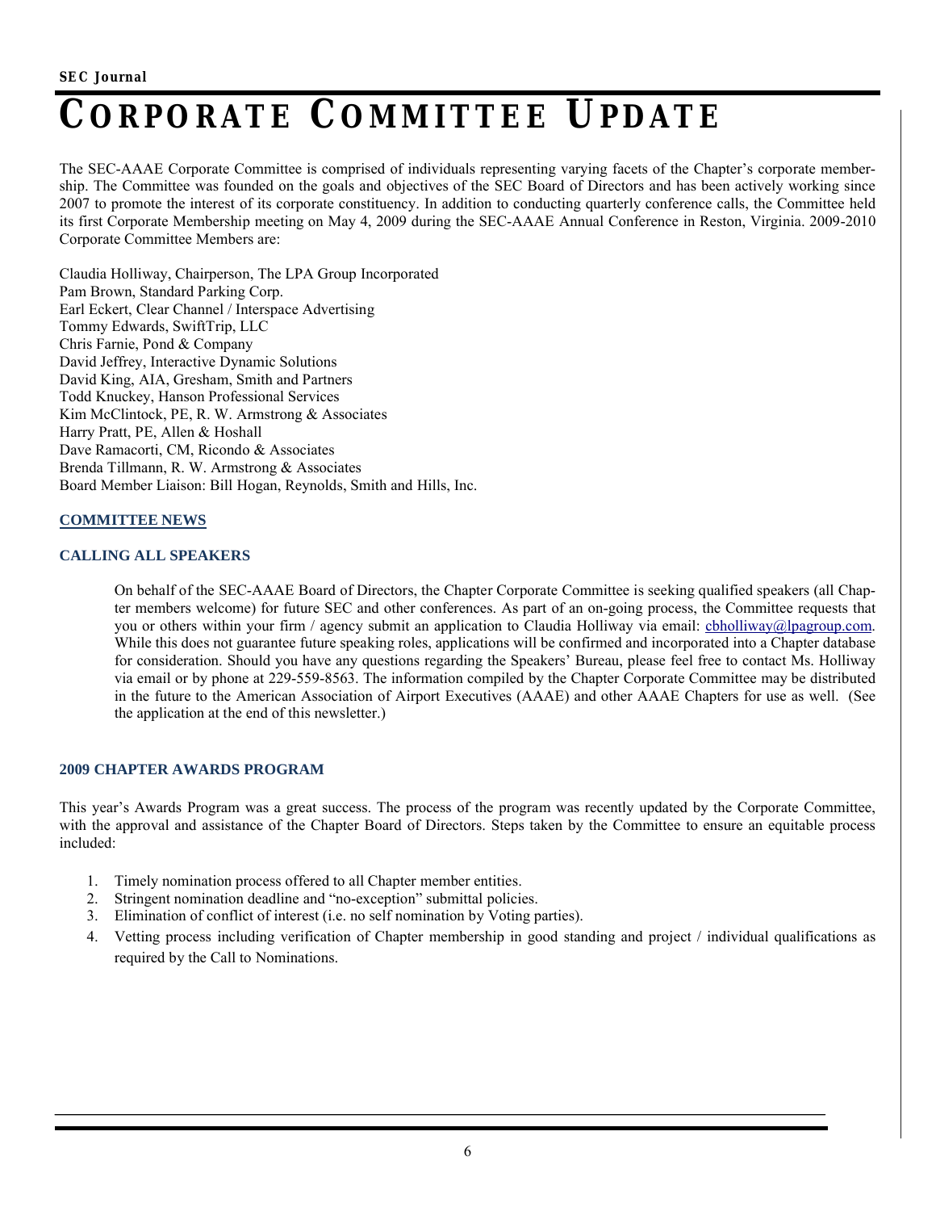# CORPORATE COMMITTEE UPDATE

The SEC-AAAE Corporate Committee is comprised of individuals representing varying facets of the Chapter's corporate membership. The Committee was founded on the goals and objectives of the SEC Board of Directors and has been actively working since 2007 to promote the interest of its corporate constituency. In addition to conducting quarterly conference calls, the Committee held its first Corporate Membership meeting on May 4, 2009 during the SEC-AAAE Annual Conference in Reston, Virginia. 2009-2010 Corporate Committee Members are:

Claudia Holliway, Chairperson, The LPA Group Incorporated
Pam Brown, Standard Parking Corp.
Earl Eckert, Clear Channel / Interspace Advertising
Tommy Edwards, SwiftTrip, LLC
Chris Farnie, Pond & Company
David Jeffrey, Interactive Dynamic Solutions
David King, AIA, Gresham, Smith and Partners
Todd Knuckey, Hanson Professional Services
Kim McClintock, PE, R. W. Armstrong & Associates
Harry Pratt, PE, Allen & Hoshall
Dave Ramacorti, CM, Ricondo & Associates
Brenda Tillmann, R. W. Armstrong & Associates
Board Member Liaison: Bill Hogan, Reynolds, Smith and Hills, Inc.

## COMMITTEE NEWS

### CALLING ALL SPEAKERS

On behalf of the SEC-AAAE Board of Directors, the Chapter Corporate Committee is seeking qualified speakers (all Chapter members welcome) for future SEC and other conferences. As part of an on-going process, the Committee requests that you or others within your firm / agency submit an application to Claudia Holliway via email: cbholliway@lpagroup.com. While this does not guarantee future speaking roles, applications will be confirmed and incorporated into a Chapter database for consideration. Should you have any questions regarding the Speakers' Bureau, please feel free to contact Ms. Holliway via email or by phone at 229-559-8563. The information compiled by the Chapter Corporate Committee may be distributed in the future to the American Association of Airport Executives (AAAE) and other AAAE Chapters for use as well. (See the application at the end of this newsletter.)

### 2009 CHAPTER AWARDS PROGRAM

This year's Awards Program was a great success. The process of the program was recently updated by the Corporate Committee, with the approval and assistance of the Chapter Board of Directors. Steps taken by the Committee to ensure an equitable process included:

1. Timely nomination process offered to all Chapter member entities.
2. Stringent nomination deadline and "no-exception" submittal policies.
3. Elimination of conflict of interest (i.e. no self nomination by Voting parties).
4. Vetting process including verification of Chapter membership in good standing and project / individual qualifications as required by the Call to Nominations.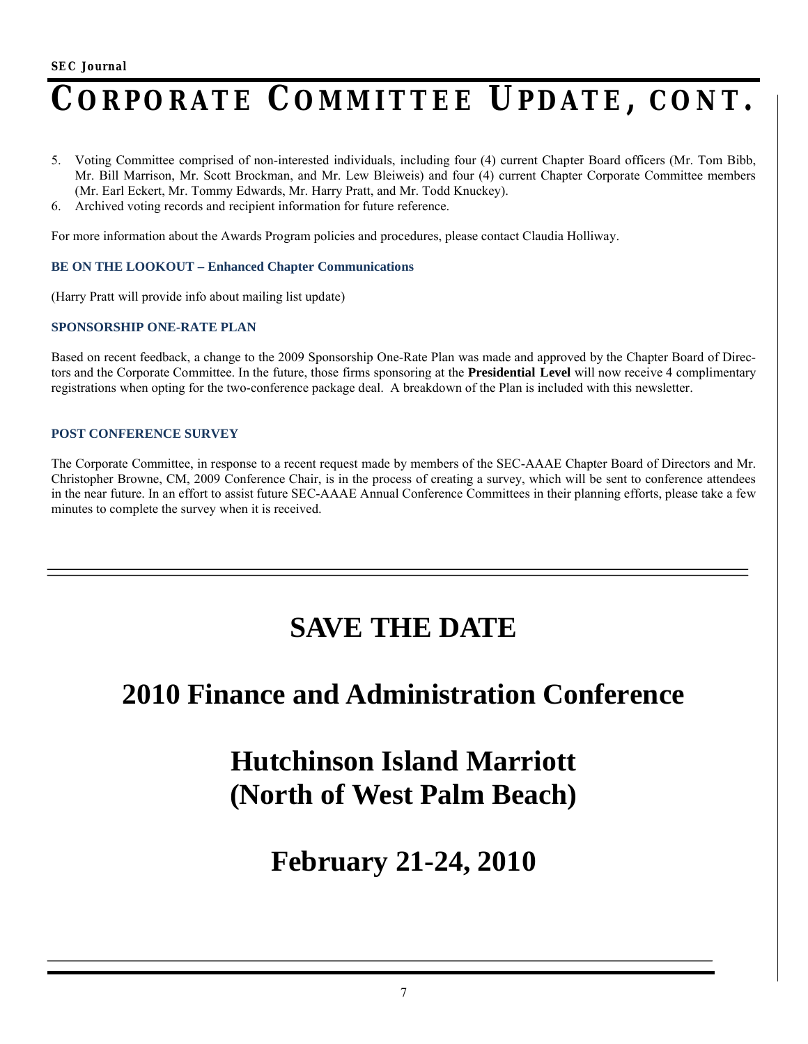# CORPORATE COMMITTEE UPDATE, CONT.

5. Voting Committee comprised of non-interested individuals, including four (4) current Chapter Board officers (Mr. Tom Bibb, Mr. Bill Marrison, Mr. Scott Brockman, and Mr. Lew Bleiweis) and four (4) current Chapter Corporate Committee members (Mr. Earl Eckert, Mr. Tommy Edwards, Mr. Harry Pratt, and Mr. Todd Knuckey).
6. Archived voting records and recipient information for future reference.

For more information about the Awards Program policies and procedures, please contact Claudia Holliway.

### BE ON THE LOOKOUT – Enhanced Chapter Communications

(Harry Pratt will provide info about mailing list update)

### SPONSORSHIP ONE-RATE PLAN

Based on recent feedback, a change to the 2009 Sponsorship One-Rate Plan was made and approved by the Chapter Board of Directors and the Corporate Committee. In the future, those firms sponsoring at the **Presidential Level** will now receive 4 complimentary registrations when opting for the two-conference package deal. A breakdown of the Plan is included with this newsletter.

### POST CONFERENCE SURVEY

The Corporate Committee, in response to a recent request made by members of the SEC-AAAE Chapter Board of Directors and Mr. Christopher Browne, CM, 2009 Conference Chair, is in the process of creating a survey, which will be sent to conference attendees in the near future. In an effort to assist future SEC-AAAE Annual Conference Committees in their planning efforts, please take a few minutes to complete the survey when it is received.

---

# SAVE THE DATE

## 2010 Finance and Administration Conference

## Hutchinson Island Marriott (North of West Palm Beach)

## February 21-24, 2010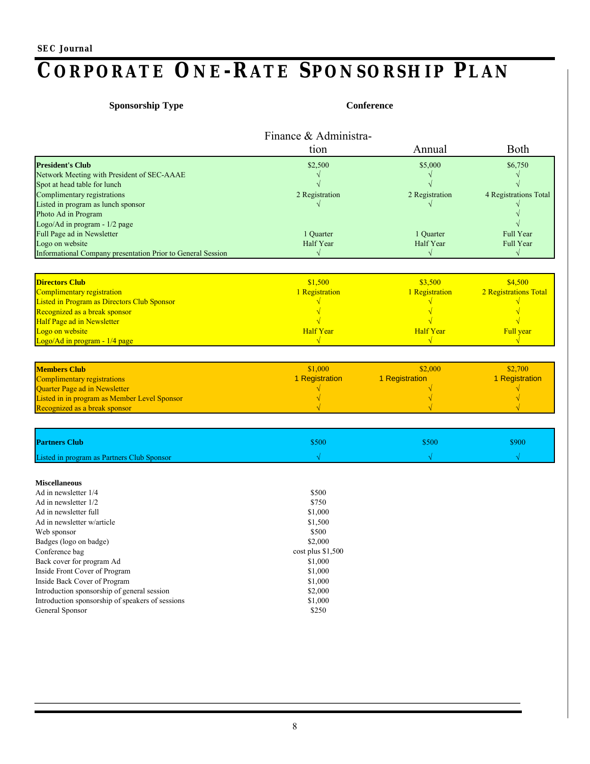# Corporate One-Rate Sponsorship Plan

| Sponsorship Type | Conference | | |
|---|---|---|---|
| | Finance & Administration | Annual | Both |
| **President's Club** | $2,500 | $5,000 | $6,750 |
| Network Meeting with President of SEC-AAAE | √ | √ | √ |
| Spot at head table for lunch | √ | √ | √ |
| Complimentary registrations | 2 Registration | 2 Registration | 4 Registrations Total |
| Listed in program as lunch sponsor | √ | √ | √ |
| Photo Ad in Program | | | √ |
| Logo/Ad in program - 1/2 page | | | √ |
| Full Page ad in Newsletter | 1 Quarter | 1 Quarter | Full Year |
| Logo on website | Half Year | Half Year | Full Year |
| Informational Company presentation Prior to General Session | √ | √ | √ |

| Sponsorship Type | Finance & Administration | Annual | Both |
|---|---|---|---|
| **Directors Club** | $1,500 | $3,500 | $4,500 |
| Complimentary registration | 1 Registration | 1 Registration | 2 Registrations Total |
| Listed in Program as Directors Club Sponsor | √ | √ | √ |
| Recognized as a break sponsor | √ | √ | √ |
| Half Page ad in Newsletter | √ | √ | √ |
| Logo on website | Half Year | Half Year | Full year |
| Logo/Ad in program - 1/4 page | √ | √ | √ |

| Sponsorship Type | Finance & Administration | Annual | Both |
|---|---|---|---|
| **Members Club** | $1,000 | $2,000 | $2,700 |
| Complimentary registrations | 1 Registration | 1 Registration | 1 Registration |
| Quarter Page ad in Newsletter | √ | √ | √ |
| Listed in in program as Member Level Sponsor | √ | √ | √ |
| Recognized as a break sponsor | √ | √ | √ |

| Sponsorship Type | Finance & Administration | Annual | Both |
|---|---|---|---|
| **Partners Club** | $500 | $500 | $900 |
| Listed in program as Partners Club Sponsor | √ | √ | √ |

| **Miscellaneous** | |
|---|---|
| Ad in newsletter 1/4 | $500 |
| Ad in newsletter 1/2 | $750 |
| Ad in newsletter full | $1,000 |
| Ad in newsletter w/article | $1,500 |
| Web sponsor | $500 |
| Badges (logo on badge) | $2,000 |
| Conference bag | cost plus $1,500 |
| Back cover for program Ad | $1,000 |
| Inside Front Cover of Program | $1,000 |
| Inside Back Cover of Program | $1,000 |
| Introduction sponsorship of general session | $2,000 |
| Introduction sponsorship of speakers of sessions | $1,000 |
| General Sponsor | $250 |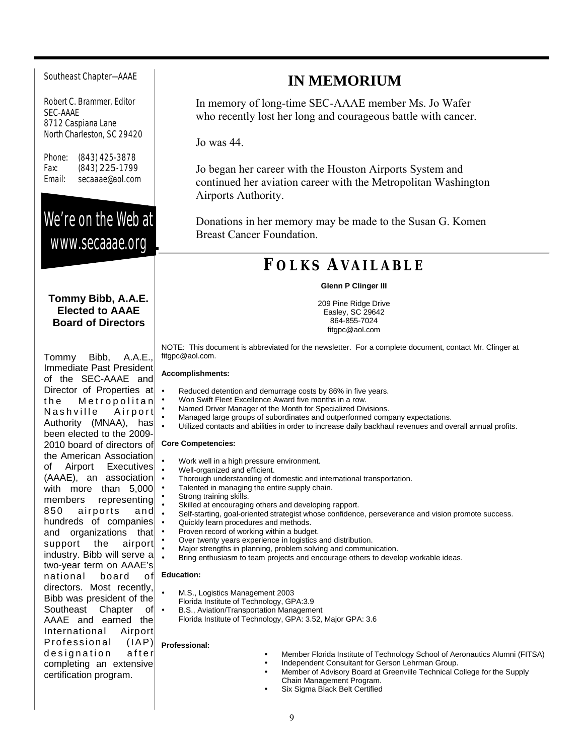Southeast Chapter—AAAE

Robert C. Brammer, Editor
SEC-AAAE
8712 Caspiana Lane
North Charleston, SC 29420

Phone: (843) 425-3878
Fax: (843) 225-1799
Email: secaaae@aol.com

We're on the Web at www.secaaae.org

**Tommy Bibb, A.A.E. Elected to AAAE Board of Directors**

Tommy Bibb, A.A.E., Immediate Past President of the SEC-AAAE and Director of Properties at the Metropolitan Nashville Airport Authority (MNAA), has been elected to the 2009-2010 board of directors of the American Association of Airport Executives (AAAE), an association with more than 5,000 members representing 850 airports and hundreds of companies and organizations that support the airport industry. Bibb will serve a two-year term on AAAE's national board of directors. Most recently, Bibb was president of the Southeast Chapter of AAAE and earned the International Airport Professional (IAP) designation after completing an extensive certification program.

# IN MEMORIUM

In memory of long-time SEC-AAAE member Ms. Jo Wafer who recently lost her long and courageous battle with cancer.

Jo was 44.

Jo began her career with the Houston Airports System and continued her aviation career with the Metropolitan Washington Airports Authority.

Donations in her memory may be made to the Susan G. Komen Breast Cancer Foundation.

# FOLKS AVAILABLE

**Glenn P Clinger III**

209 Pine Ridge Drive
Easley, SC 29642
864-855-7024
fitgpc@aol.com

NOTE: This document is abbreviated for the newsletter. For a complete document, contact Mr. Clinger at fitgpc@aol.com.

**Accomplishments:**

- Reduced detention and demurrage costs by 86% in five years.
- Won Swift Fleet Excellence Award five months in a row.
- Named Driver Manager of the Month for Specialized Divisions.
- Managed large groups of subordinates and outperformed company expectations.
- Utilized contacts and abilities in order to increase daily backhaul revenues and overall annual profits.

**Core Competencies:**

- Work well in a high pressure environment.
- Well-organized and efficient.
- Thorough understanding of domestic and international transportation.
- Talented in managing the entire supply chain.
- Strong training skills.
- Skilled at encouraging others and developing rapport.
- Self-starting, goal-oriented strategist whose confidence, perseverance and vision promote success.
- Quickly learn procedures and methods.
- Proven record of working within a budget.
- Over twenty years experience in logistics and distribution.
- Major strengths in planning, problem solving and communication.
- Bring enthusiasm to team projects and encourage others to develop workable ideas.

**Education:**

- M.S., Logistics Management 2003
  Florida Institute of Technology, GPA:3.9
- B.S., Aviation/Transportation Management
  Florida Institute of Technology, GPA: 3.52, Major GPA: 3.6

**Professional:**

- Member Florida Institute of Technology School of Aeronautics Alumni (FITSA)
- Independent Consultant for Gerson Lehrman Group.
- Member of Advisory Board at Greenville Technical College for the Supply Chain Management Program.
- Six Sigma Black Belt Certified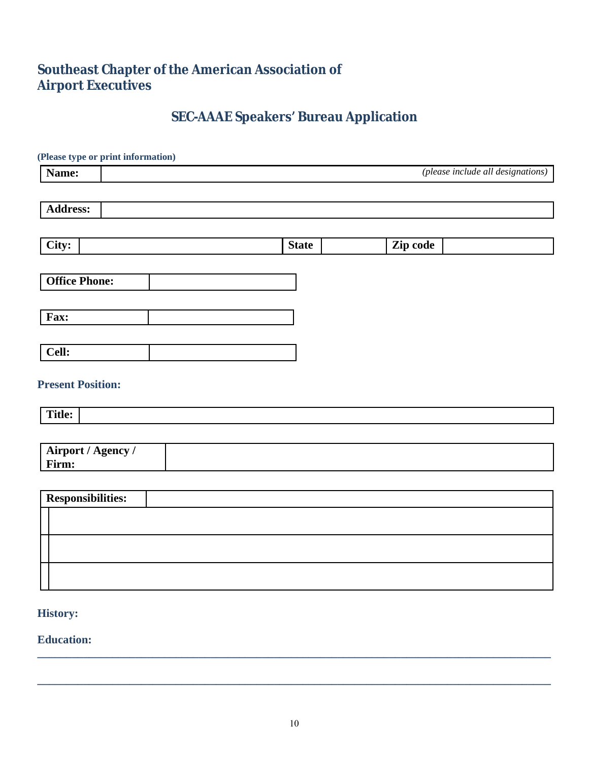# Southeast Chapter of the American Association of Airport Executives

## SEC-AAAE Speakers' Bureau Application

**(Please type or print information)**

| **Name:** | *(please include all designations)* |
|---|---|

| **Address:** | |
|---|---|

| **City:** | | **State** | | **Zip code** | |
|---|---|---|---|---|---|

| **Office Phone:** | |
|---|---|

| **Fax:** | |
|---|---|

| **Cell:** | |
|---|---|

**Present Position:**

| **Title:** | |
|---|---|

| **Airport / Agency / Firm:** | |
|---|---|

| **Responsibilities:** | |
|---|---|
| | |
| | |
| | |

**History:**

**Education:**

\_\_\_\_\_\_\_\_\_\_\_\_\_\_\_\_\_\_\_\_\_\_\_\_\_\_\_\_\_\_\_\_\_\_\_\_\_\_\_\_\_\_\_\_\_\_\_\_\_\_\_\_\_\_\_\_\_\_\_\_\_\_\_\_\_\_\_\_\_\_\_\_\_\_\_\_\_\_

\_\_\_\_\_\_\_\_\_\_\_\_\_\_\_\_\_\_\_\_\_\_\_\_\_\_\_\_\_\_\_\_\_\_\_\_\_\_\_\_\_\_\_\_\_\_\_\_\_\_\_\_\_\_\_\_\_\_\_\_\_\_\_\_\_\_\_\_\_\_\_\_\_\_\_\_\_\_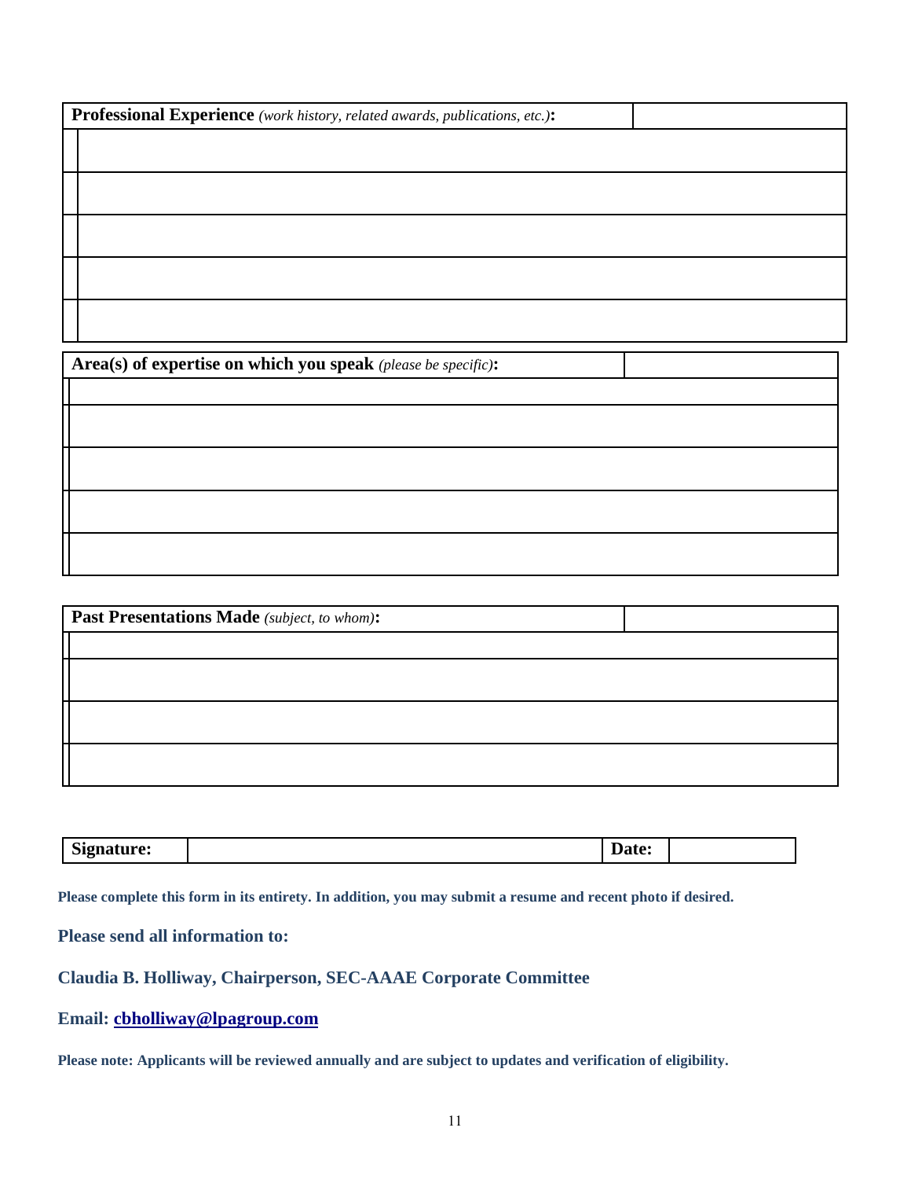| **Professional Experience** *(work history, related awards, publications, etc.)*: | |
|---|---|
| | |
| | |
| | |
| | |
| | |

| **Area(s) of expertise on which you speak** *(please be specific)*: | |
|---|---|
| | |
| | |
| | |
| | |
| | |

| **Past Presentations Made** *(subject, to whom)*: | |
|---|---|
| | |
| | |
| | |
| | |

| **Signature:** | | **Date:** | |
|---|---|---|---|

**Please complete this form in its entirety. In addition, you may submit a resume and recent photo if desired.**

**Please send all information to:**

**Claudia B. Holliway, Chairperson, SEC-AAAE Corporate Committee**

**Email: cbholliway@lpagroup.com**

**Please note: Applicants will be reviewed annually and are subject to updates and verification of eligibility.**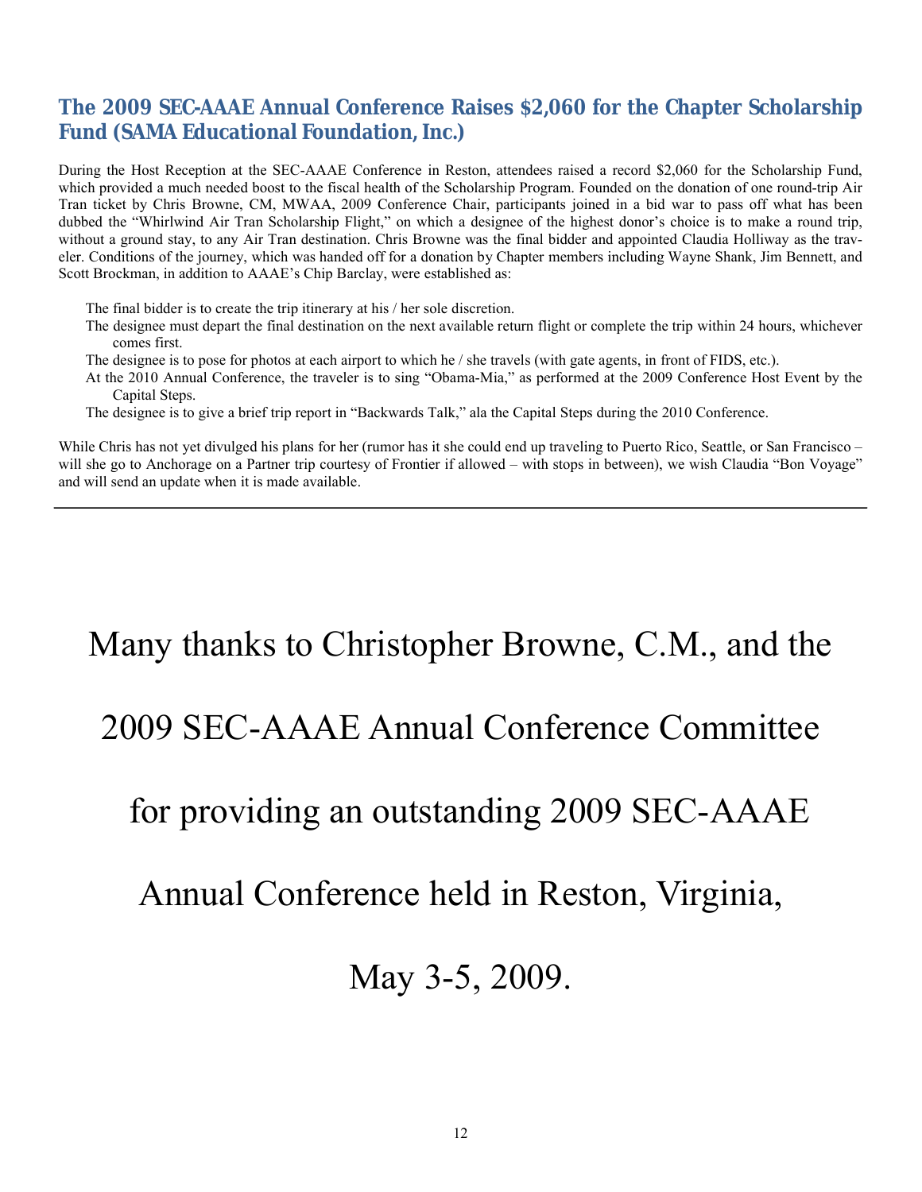## The 2009 SEC-AAAE Annual Conference Raises $2,060 for the Chapter Scholarship Fund (SAMA Educational Foundation, Inc.)

During the Host Reception at the SEC-AAAE Conference in Reston, attendees raised a record $2,060 for the Scholarship Fund, which provided a much needed boost to the fiscal health of the Scholarship Program. Founded on the donation of one round-trip Air Tran ticket by Chris Browne, CM, MWAA, 2009 Conference Chair, participants joined in a bid war to pass off what has been dubbed the "Whirlwind Air Tran Scholarship Flight," on which a designee of the highest donor's choice is to make a round trip, without a ground stay, to any Air Tran destination. Chris Browne was the final bidder and appointed Claudia Holliway as the traveler. Conditions of the journey, which was handed off for a donation by Chapter members including Wayne Shank, Jim Bennett, and Scott Brockman, in addition to AAAE's Chip Barclay, were established as:

- The final bidder is to create the trip itinerary at his / her sole discretion.
- The designee must depart the final destination on the next available return flight or complete the trip within 24 hours, whichever comes first.
- The designee is to pose for photos at each airport to which he / she travels (with gate agents, in front of FIDS, etc.).
- At the 2010 Annual Conference, the traveler is to sing "Obama-Mia," as performed at the 2009 Conference Host Event by the Capital Steps.
- The designee is to give a brief trip report in "Backwards Talk," ala the Capital Steps during the 2010 Conference.

While Chris has not yet divulged his plans for her (rumor has it she could end up traveling to Puerto Rico, Seattle, or San Francisco – will she go to Anchorage on a Partner trip courtesy of Frontier if allowed – with stops in between), we wish Claudia "Bon Voyage" and will send an update when it is made available.

---

Many thanks to Christopher Browne, C.M., and the 2009 SEC-AAAE Annual Conference Committee for providing an outstanding 2009 SEC-AAAE Annual Conference held in Reston, Virginia, May 3-5, 2009.